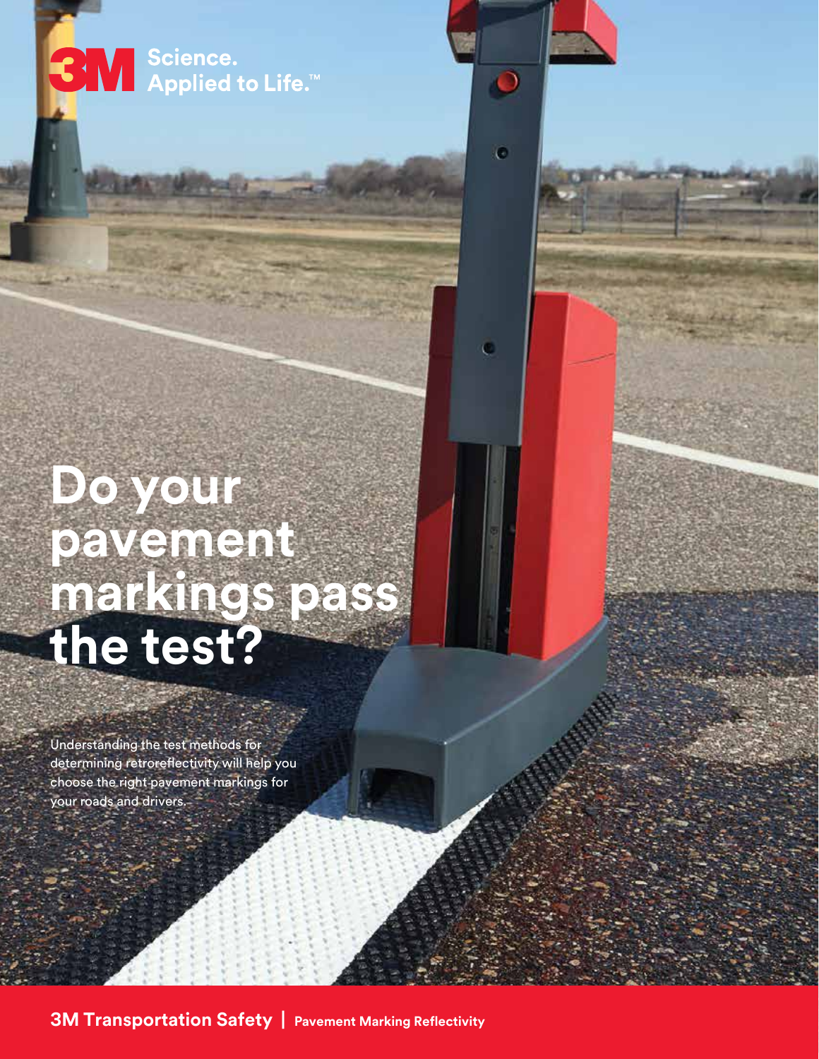3M Science. Applied to Life.™

# Do your pavement markings pass the test?

Understanding the test methods for determining retroreflectivity will help you choose the right pavement markings for your roads and drivers.

**3M Transportation Safety** | **Pavement Marking Reflectivity**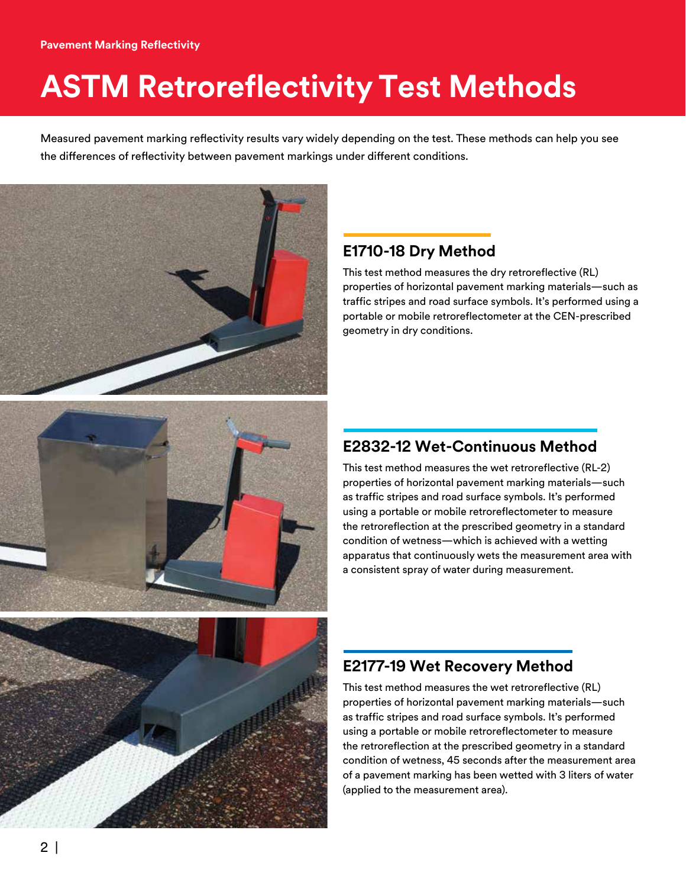Pavement Marking Reflectivity

# ASTM Retroreflectivity Test Methods

Measured pavement marking reflectivity results vary widely depending on the test. These methods can help you see the differences of reflectivity between pavement markings under different conditions.

## E1710-18 Dry Method

This test method measures the dry retroreflective (RL) properties of horizontal pavement marking materials—such as traffic stripes and road surface symbols. It's performed using a portable or mobile retroreflectometer at the CEN-prescribed geometry in dry conditions.

## E2832-12 Wet-Continuous Method

This test method measures the wet retroreflective (RL-2) properties of horizontal pavement marking materials—such as traffic stripes and road surface symbols. It's performed using a portable or mobile retroreflectometer to measure the retroreflection at the prescribed geometry in a standard condition of wetness—which is achieved with a wetting apparatus that continuously wets the measurement area with a consistent spray of water during measurement.

## E2177-19 Wet Recovery Method

This test method measures the wet retroreflective (RL) properties of horizontal pavement marking materials—such as traffic stripes and road surface symbols. It's performed using a portable or mobile retroreflectometer to measure the retroreflection at the prescribed geometry in a standard condition of wetness, 45 seconds after the measurement area of a pavement marking has been wetted with 3 liters of water (applied to the measurement area).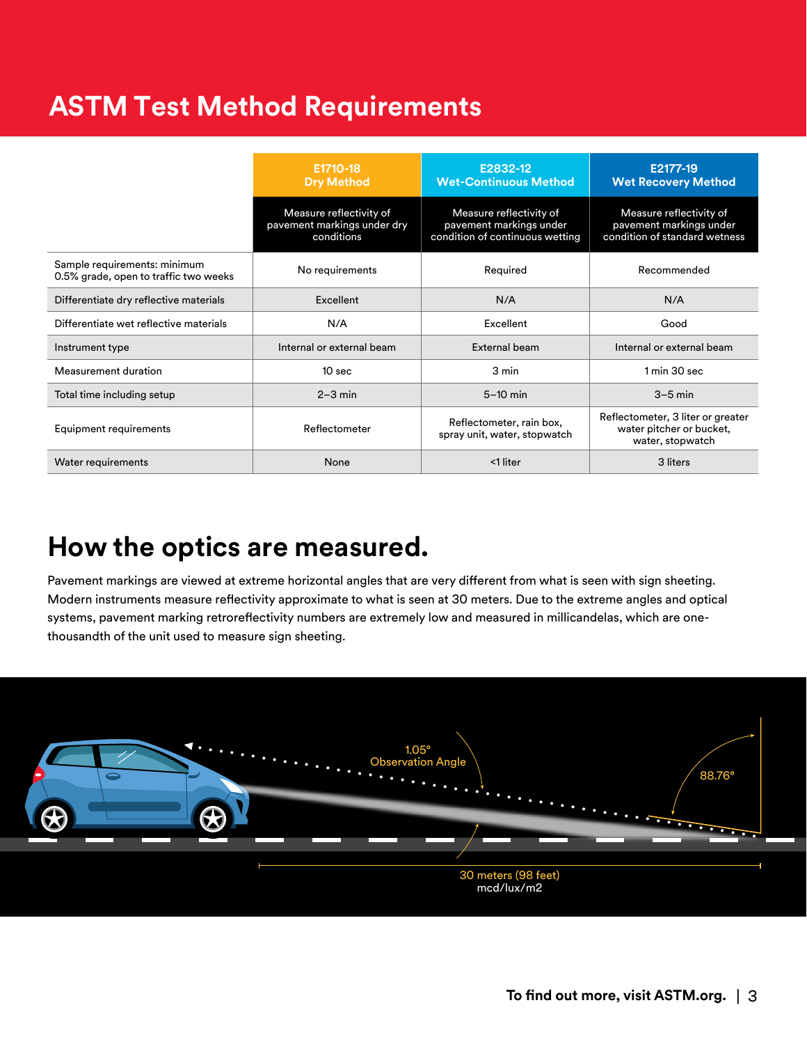# ASTM Test Method Requirements

| | E1710-18 Dry Method | E2832-12 Wet-Continuous Method | E2177-19 Wet Recovery Method |
|---|---|---|---|
| | Measure reflectivity of pavement markings under dry conditions | Measure reflectivity of pavement markings under condition of continuous wetting | Measure reflectivity of pavement markings under condition of standard wetness |
| Sample requirements: minimum 0.5% grade, open to traffic two weeks | No requirements | Required | Recommended |
| Differentiate dry reflective materials | Excellent | N/A | N/A |
| Differentiate wet reflective materials | N/A | Excellent | Good |
| Instrument type | Internal or external beam | External beam | Internal or external beam |
| Measurement duration | 10 sec | 3 min | 1 min 30 sec |
| Total time including setup | 2–3 min | 5–10 min | 3–5 min |
| Equipment requirements | Reflectometer | Reflectometer, rain box, spray unit, water, stopwatch | Reflectometer, 3 liter or greater water pitcher or bucket, water, stopwatch |
| Water requirements | None | <1 liter | 3 liters |

## How the optics are measured.

Pavement markings are viewed at extreme horizontal angles that are very different from what is seen with sign sheeting. Modern instruments measure reflectivity approximate to what is seen at 30 meters. Due to the extreme angles and optical systems, pavement marking retroreflectivity numbers are extremely low and measured in millicandelas, which are one-thousandth of the unit used to measure sign sheeting.

1.05° Observation Angle

88.76°

30 meters (98 feet)
mcd/lux/m2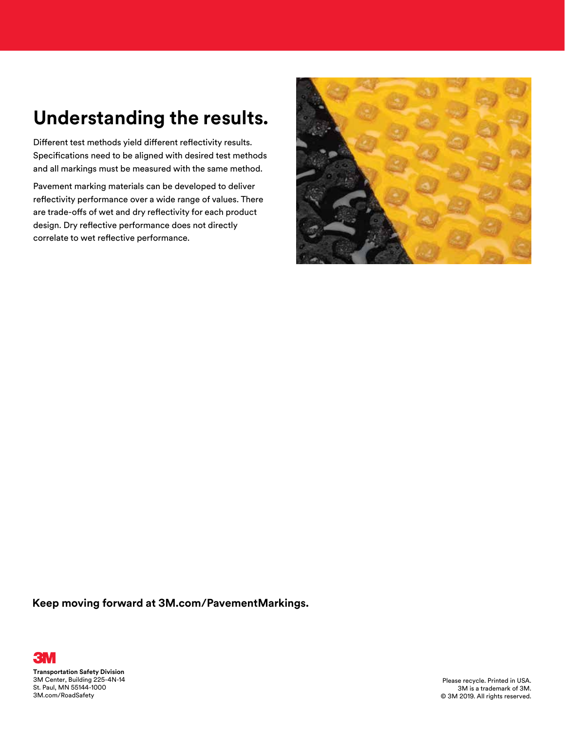# Understanding the results.

Different test methods yield different reflectivity results. Specifications need to be aligned with desired test methods and all markings must be measured with the same method.

Pavement marking materials can be developed to deliver reflectivity performance over a wide range of values. There are trade-offs of wet and dry reflectivity for each product design. Dry reflective performance does not directly correlate to wet reflective performance.

**Keep moving forward at 3M.com/PavementMarkings.**

3M

**Transportation Safety Division**
3M Center, Building 225-4N-14
St. Paul, MN 55144-1000
3M.com/RoadSafety

Please recycle. Printed in USA.
3M is a trademark of 3M.
© 3M 2019. All rights reserved.